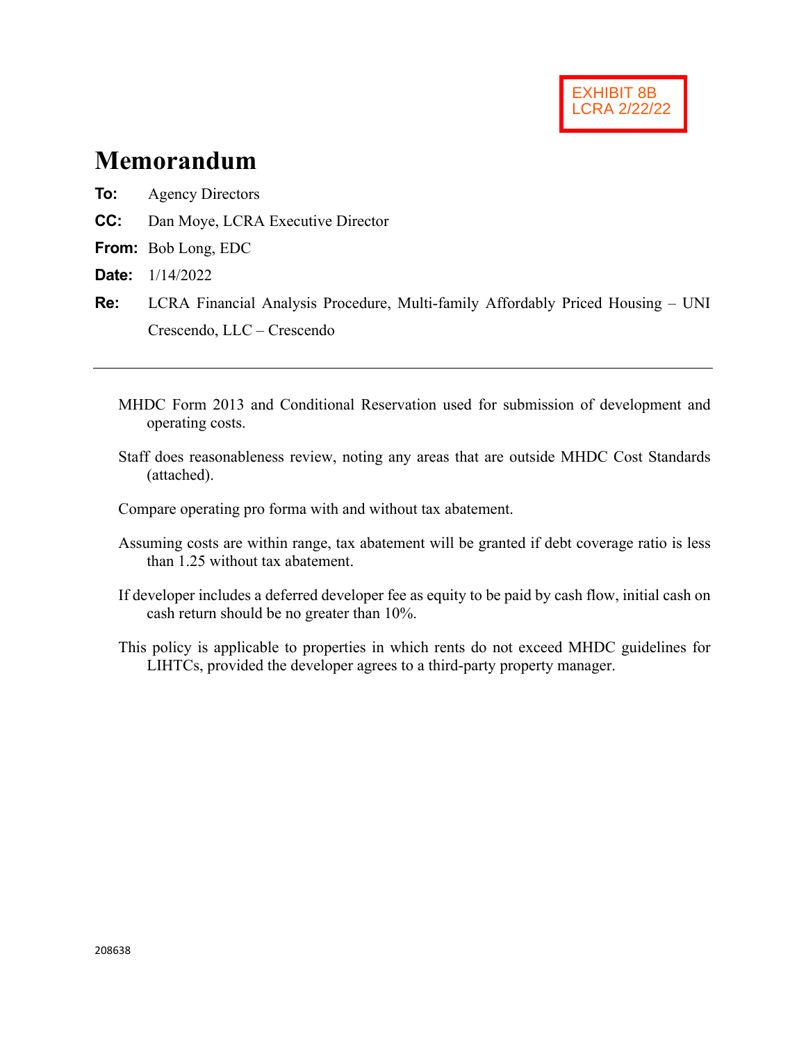EXHIBIT 8B
LCRA 2/22/22

# Memorandum

**To:** Agency Directors

**CC:** Dan Moye, LCRA Executive Director

**From:** Bob Long, EDC

**Date:** 1/14/2022

**Re:** LCRA Financial Analysis Procedure, Multi-family Affordably Priced Housing – UNI Crescendo, LLC – Crescendo

---

MHDC Form 2013 and Conditional Reservation used for submission of development and operating costs.

Staff does reasonableness review, noting any areas that are outside MHDC Cost Standards (attached).

Compare operating pro forma with and without tax abatement.

Assuming costs are within range, tax abatement will be granted if debt coverage ratio is less than 1.25 without tax abatement.

If developer includes a deferred developer fee as equity to be paid by cash flow, initial cash on cash return should be no greater than 10%.

This policy is applicable to properties in which rents do not exceed MHDC guidelines for LIHTCs, provided the developer agrees to a third-party property manager.

208638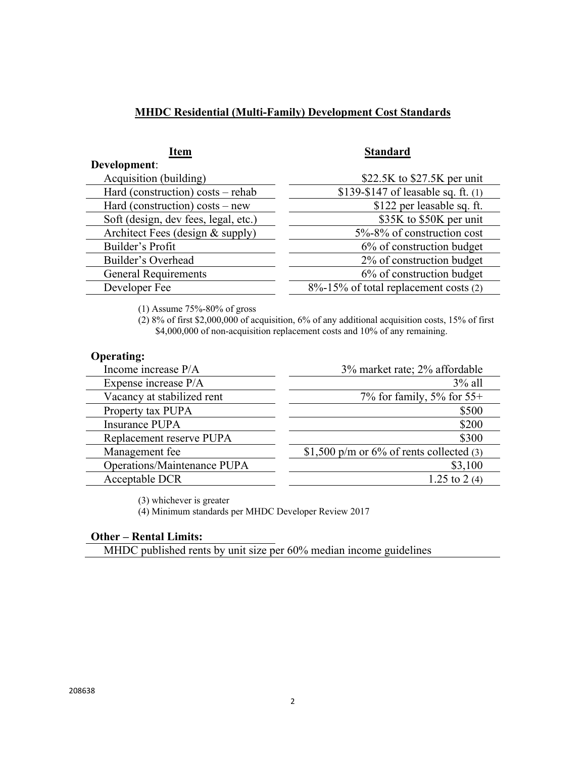## MHDC Residential (Multi-Family) Development Cost Standards

| Item | Standard |
|---|---|
| **Development**: | |
| Acquisition (building) | \$22.5K to \$27.5K per unit |
| Hard (construction) costs – rehab | \$139-\$147 of leasable sq. ft. (1) |
| Hard (construction) costs – new | \$122 per leasable sq. ft. |
| Soft (design, dev fees, legal, etc.) | \$35K to \$50K per unit |
| Architect Fees (design & supply) | 5%-8% of construction cost |
| Builder's Profit | 6% of construction budget |
| Builder's Overhead | 2% of construction budget |
| General Requirements | 6% of construction budget |
| Developer Fee | 8%-15% of total replacement costs (2) |

(1) Assume 75%-80% of gross

(2) 8% of first \$2,000,000 of acquisition, 6% of any additional acquisition costs, 15% of first \$4,000,000 of non-acquisition replacement costs and 10% of any remaining.

| Item | Standard |
|---|---|
| **Operating:** | |
| Income increase P/A | 3% market rate; 2% affordable |
| Expense increase P/A | 3% all |
| Vacancy at stabilized rent | 7% for family, 5% for 55+ |
| Property tax PUPA | \$500 |
| Insurance PUPA | \$200 |
| Replacement reserve PUPA | \$300 |
| Management fee | \$1,500 p/m or 6% of rents collected (3) |
| Operations/Maintenance PUPA | \$3,100 |
| Acceptable DCR | 1.25 to 2 (4) |

(3) whichever is greater

(4) Minimum standards per MHDC Developer Review 2017

**Other – Rental Limits:**

MHDC published rents by unit size per 60% median income guidelines

208638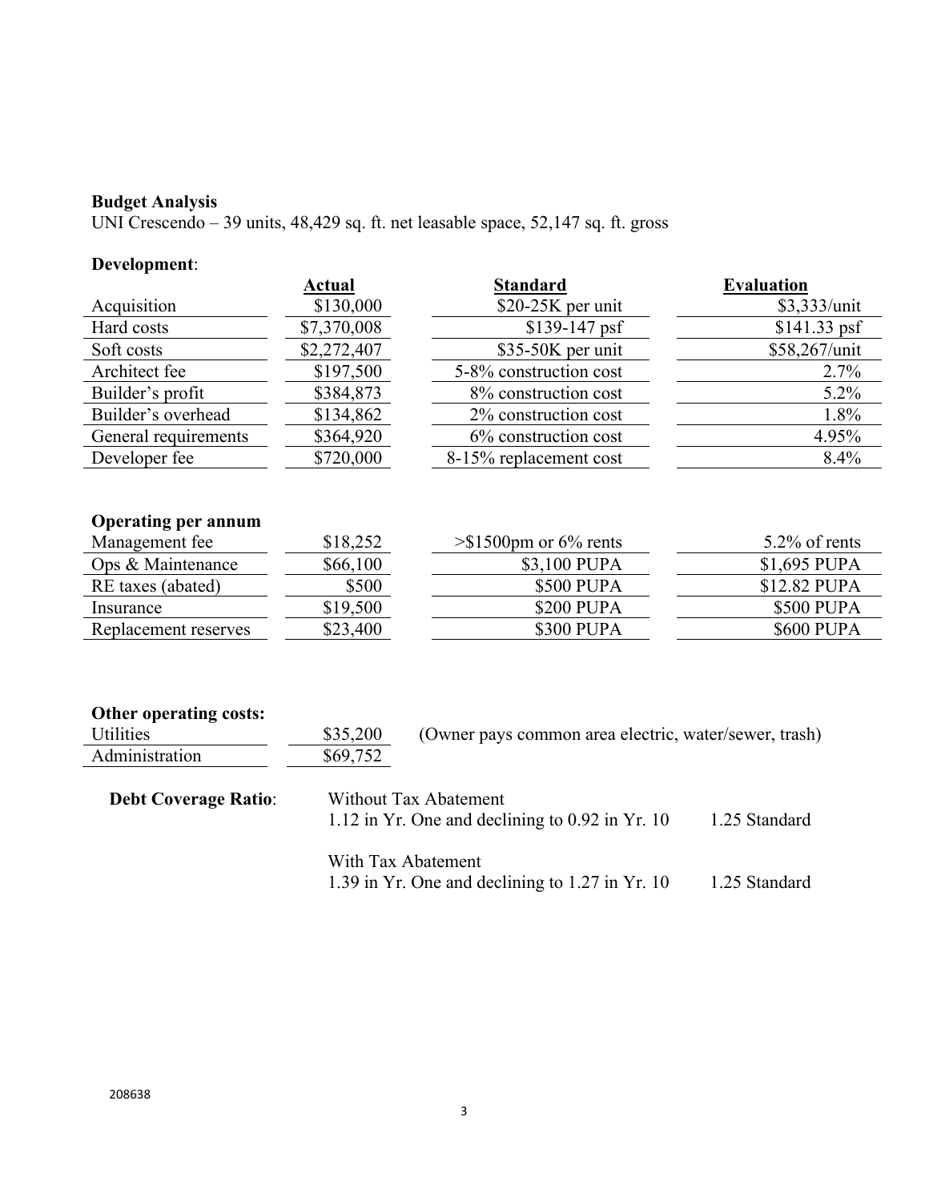**Budget Analysis**

UNI Crescendo – 39 units, 48,429 sq. ft. net leasable space, 52,147 sq. ft. gross

**Development**:

| | Actual | Standard | Evaluation |
|---|---|---|---|
| Acquisition | $130,000 | $20-25K per unit | $3,333/unit |
| Hard costs | $7,370,008 | $139-147 psf | $141.33 psf |
| Soft costs | $2,272,407 | $35-50K per unit | $58,267/unit |
| Architect fee | $197,500 | 5-8% construction cost | 2.7% |
| Builder's profit | $384,873 | 8% construction cost | 5.2% |
| Builder's overhead | $134,862 | 2% construction cost | 1.8% |
| General requirements | $364,920 | 6% construction cost | 4.95% |
| Developer fee | $720,000 | 8-15% replacement cost | 8.4% |

**Operating per annum**

| | | | |
|---|---|---|---|
| Management fee | $18,252 | >$1500pm or 6% rents | 5.2% of rents |
| Ops & Maintenance | $66,100 | $3,100 PUPA | $1,695 PUPA |
| RE taxes (abated) | $500 | $500 PUPA | $12.82 PUPA |
| Insurance | $19,500 | $200 PUPA | $500 PUPA |
| Replacement reserves | $23,400 | $300 PUPA | $600 PUPA |

**Other operating costs:**

| | | |
|---|---|---|
| Utilities | $35,200 | (Owner pays common area electric, water/sewer, trash) |
| Administration | $69,752 | |

**Debt Coverage Ratio**:

Without Tax Abatement
1.12 in Yr. One and declining to 0.92 in Yr. 10 — 1.25 Standard

With Tax Abatement
1.39 in Yr. One and declining to 1.27 in Yr. 10 — 1.25 Standard

208638